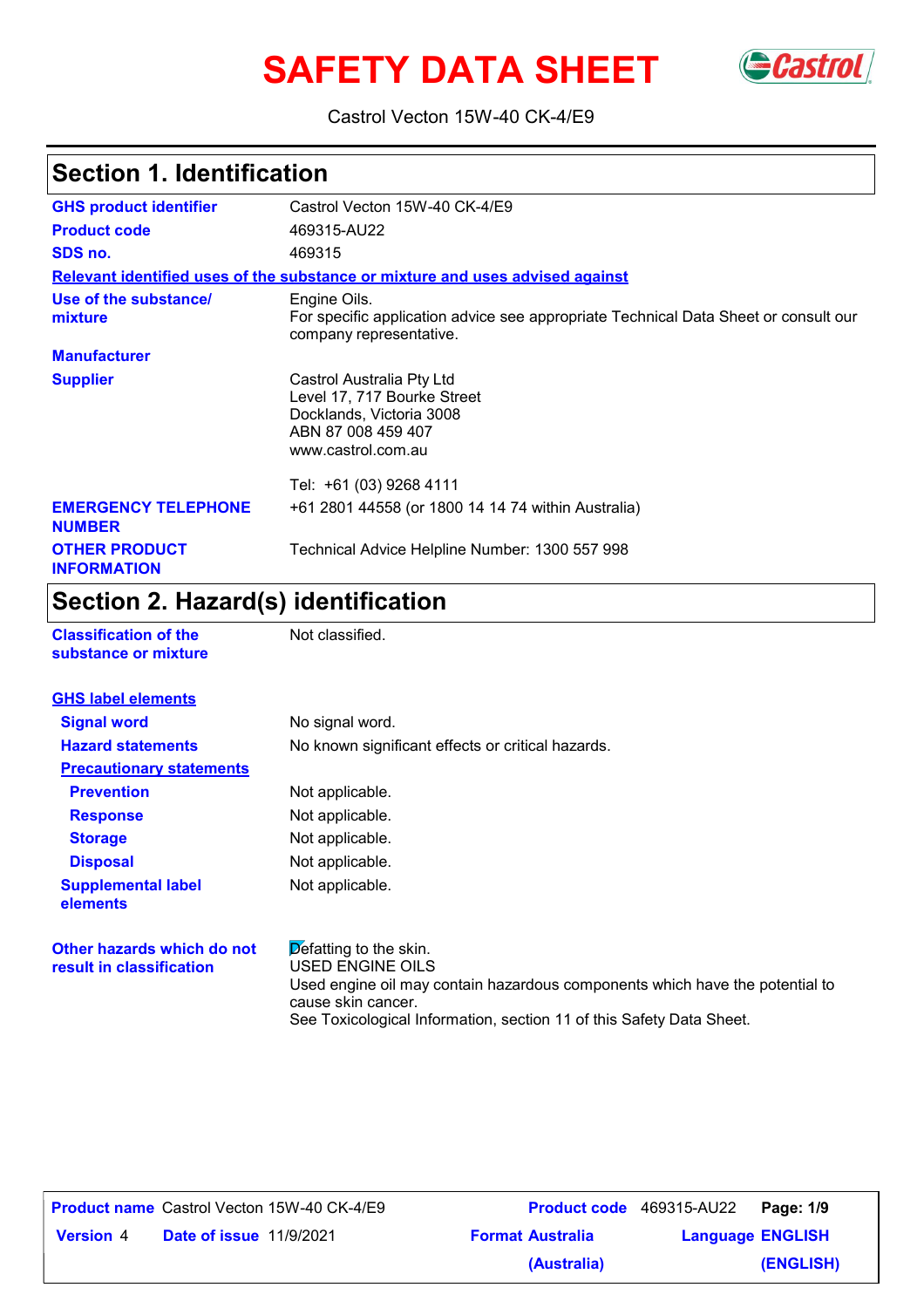# SAFETY DATA SHEET

Castrol Vecton 15W-40 CK-4/E9

## Section 1. Identification

**GHS product identifier**: Castrol Vecton 15W-40 CK-4/E9

**Product code**: 469315-AU22

**SDS no.**: 469315

**Relevant identified uses of the substance or mixture and uses advised against**

**Use of the substance/ mixture**: Engine Oils.
For specific application advice see appropriate Technical Data Sheet or consult our company representative.

**Manufacturer**

**Supplier**: Castrol Australia Pty Ltd
Level 17, 717 Bourke Street
Docklands, Victoria 3008
ABN 87 008 459 407
www.castrol.com.au

Tel: +61 (03) 9268 4111

**EMERGENCY TELEPHONE NUMBER**: +61 2801 44558 (or 1800 14 14 74 within Australia)

**OTHER PRODUCT INFORMATION**: Technical Advice Helpline Number: 1300 557 998

## Section 2. Hazard(s) identification

**Classification of the substance or mixture**: Not classified.

**GHS label elements**

**Signal word**: No signal word.

**Hazard statements**: No known significant effects or critical hazards.

**Precautionary statements**

**Prevention**: Not applicable.

**Response**: Not applicable.

**Storage**: Not applicable.

**Disposal**: Not applicable.

**Supplemental label elements**: Not applicable.

**Other hazards which do not result in classification**: Defatting to the skin.
USED ENGINE OILS
Used engine oil may contain hazardous components which have the potential to cause skin cancer.
See Toxicological Information, section 11 of this Safety Data Sheet.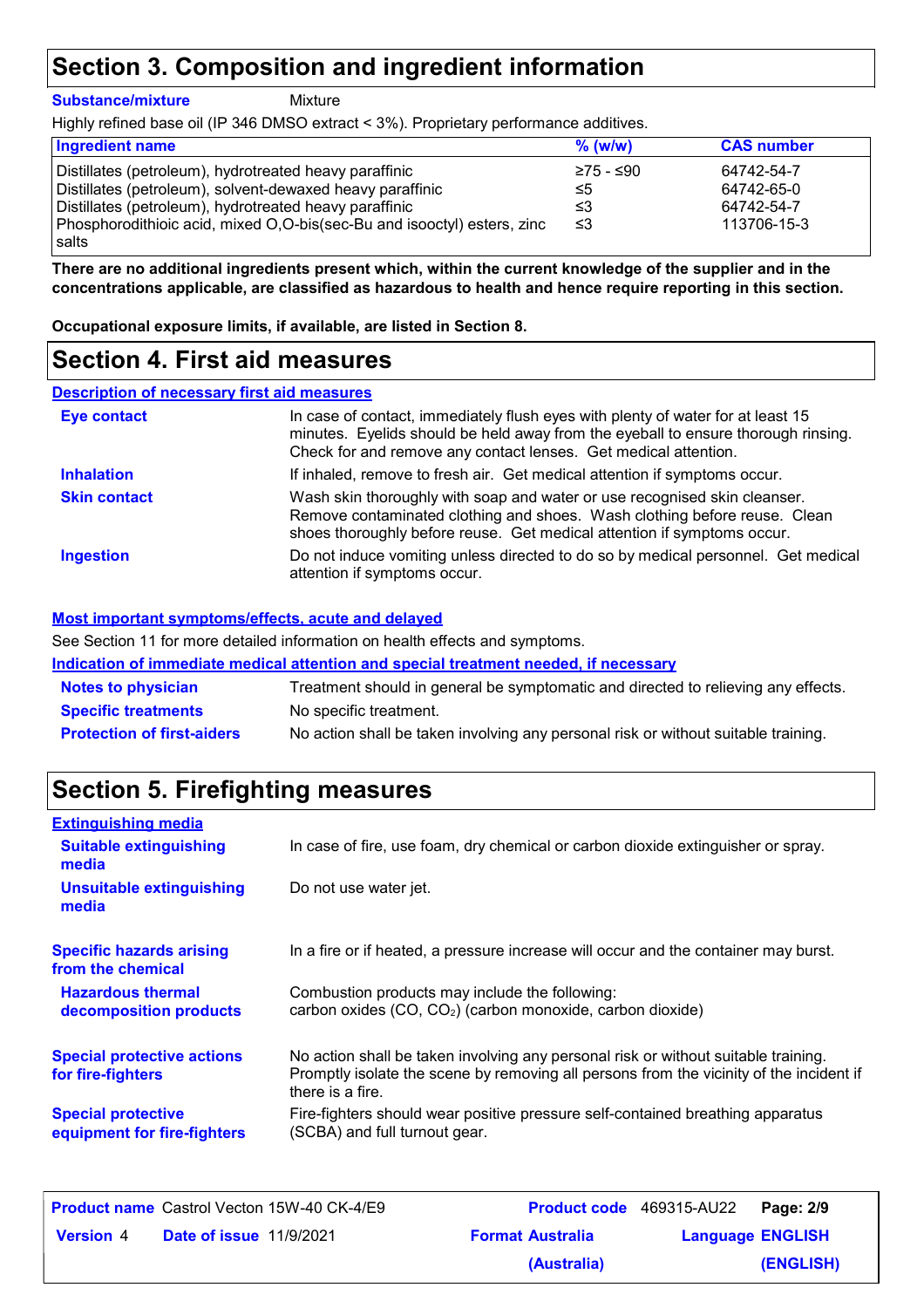## Section 3. Composition and ingredient information

**Substance/mixture** Mixture

Highly refined base oil (IP 346 DMSO extract < 3%). Proprietary performance additives.

| Ingredient name | % (w/w) | CAS number |
|---|---|---|
| Distillates (petroleum), hydrotreated heavy paraffinic | ≥75 - ≤90 | 64742-54-7 |
| Distillates (petroleum), solvent-dewaxed heavy paraffinic | ≤5 | 64742-65-0 |
| Distillates (petroleum), hydrotreated heavy paraffinic | ≤3 | 64742-54-7 |
| Phosphorodithioic acid, mixed O,O-bis(sec-Bu and isooctyl) esters, zinc salts | ≤3 | 113706-15-3 |

**There are no additional ingredients present which, within the current knowledge of the supplier and in the concentrations applicable, are classified as hazardous to health and hence require reporting in this section.**

**Occupational exposure limits, if available, are listed in Section 8.**

## Section 4. First aid measures

### Description of necessary first aid measures

**Eye contact**: In case of contact, immediately flush eyes with plenty of water for at least 15 minutes. Eyelids should be held away from the eyeball to ensure thorough rinsing. Check for and remove any contact lenses. Get medical attention.

**Inhalation**: If inhaled, remove to fresh air. Get medical attention if symptoms occur.

**Skin contact**: Wash skin thoroughly with soap and water or use recognised skin cleanser. Remove contaminated clothing and shoes. Wash clothing before reuse. Clean shoes thoroughly before reuse. Get medical attention if symptoms occur.

**Ingestion**: Do not induce vomiting unless directed to do so by medical personnel. Get medical attention if symptoms occur.

### Most important symptoms/effects, acute and delayed

See Section 11 for more detailed information on health effects and symptoms.

### Indication of immediate medical attention and special treatment needed, if necessary

**Notes to physician**: Treatment should in general be symptomatic and directed to relieving any effects.

**Specific treatments**: No specific treatment.

**Protection of first-aiders**: No action shall be taken involving any personal risk or without suitable training.

## Section 5. Firefighting measures

### Extinguishing media

**Suitable extinguishing media**: In case of fire, use foam, dry chemical or carbon dioxide extinguisher or spray.

**Unsuitable extinguishing media**: Do not use water jet.

**Specific hazards arising from the chemical**: In a fire or if heated, a pressure increase will occur and the container may burst.

**Hazardous thermal decomposition products**: Combustion products may include the following:
carbon oxides ($CO$, $CO_2$) (carbon monoxide, carbon dioxide)

**Special protective actions for fire-fighters**: No action shall be taken involving any personal risk or without suitable training. Promptly isolate the scene by removing all persons from the vicinity of the incident if there is a fire.

**Special protective equipment for fire-fighters**: Fire-fighters should wear positive pressure self-contained breathing apparatus (SCBA) and full turnout gear.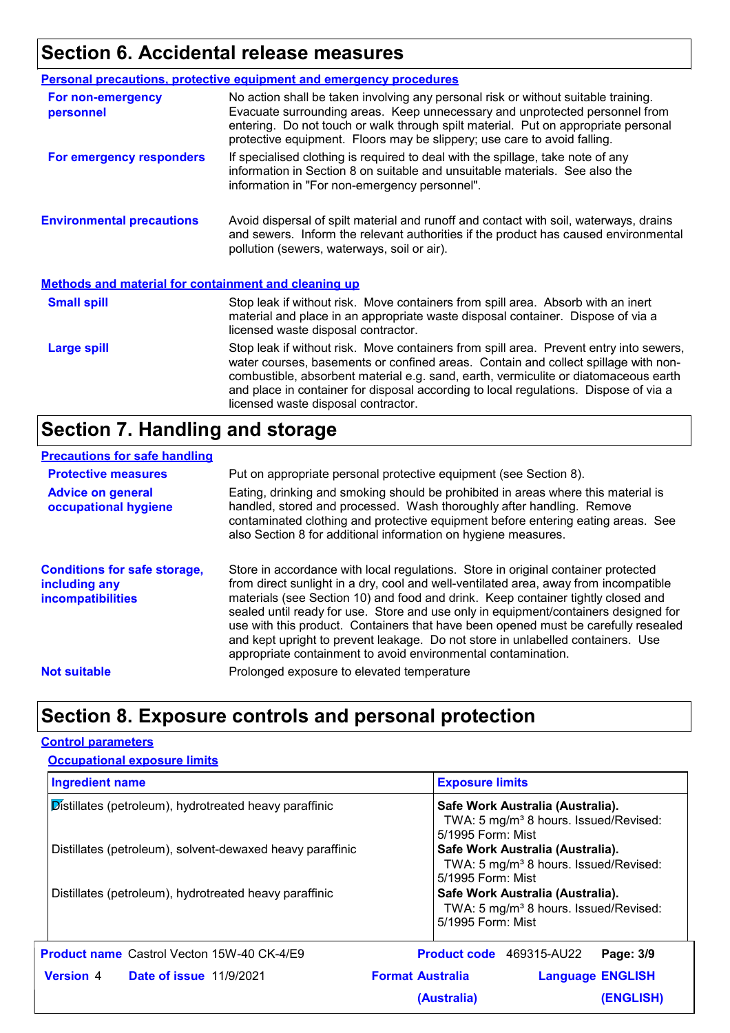## Section 6. Accidental release measures

### Personal precautions, protective equipment and emergency procedures

**For non-emergency personnel**
No action shall be taken involving any personal risk or without suitable training. Evacuate surrounding areas. Keep unnecessary and unprotected personnel from entering. Do not touch or walk through spilt material. Put on appropriate personal protective equipment. Floors may be slippery; use care to avoid falling.

**For emergency responders**
If specialised clothing is required to deal with the spillage, take note of any information in Section 8 on suitable and unsuitable materials. See also the information in "For non-emergency personnel".

**Environmental precautions**
Avoid dispersal of spilt material and runoff and contact with soil, waterways, drains and sewers. Inform the relevant authorities if the product has caused environmental pollution (sewers, waterways, soil or air).

### Methods and material for containment and cleaning up

**Small spill**
Stop leak if without risk. Move containers from spill area. Absorb with an inert material and place in an appropriate waste disposal container. Dispose of via a licensed waste disposal contractor.

**Large spill**
Stop leak if without risk. Move containers from spill area. Prevent entry into sewers, water courses, basements or confined areas. Contain and collect spillage with non-combustible, absorbent material e.g. sand, earth, vermiculite or diatomaceous earth and place in container for disposal according to local regulations. Dispose of via a licensed waste disposal contractor.

## Section 7. Handling and storage

### Precautions for safe handling

**Protective measures**
Put on appropriate personal protective equipment (see Section 8).

**Advice on general occupational hygiene**
Eating, drinking and smoking should be prohibited in areas where this material is handled, stored and processed. Wash thoroughly after handling. Remove contaminated clothing and protective equipment before entering eating areas. See also Section 8 for additional information on hygiene measures.

**Conditions for safe storage, including any incompatibilities**
Store in accordance with local regulations. Store in original container protected from direct sunlight in a dry, cool and well-ventilated area, away from incompatible materials (see Section 10) and food and drink. Keep container tightly closed and sealed until ready for use. Store and use only in equipment/containers designed for use with this product. Containers that have been opened must be carefully resealed and kept upright to prevent leakage. Do not store in unlabelled containers. Use appropriate containment to avoid environmental contamination.

**Not suitable**
Prolonged exposure to elevated temperature

## Section 8. Exposure controls and personal protection

### Control parameters

#### Occupational exposure limits

| Ingredient name | Exposure limits |
|---|---|
| Distillates (petroleum), hydrotreated heavy paraffinic | **Safe Work Australia (Australia).** TWA: 5 mg/m³ 8 hours. Issued/Revised: 5/1995 Form: Mist |
| Distillates (petroleum), solvent-dewaxed heavy paraffinic | **Safe Work Australia (Australia).** TWA: 5 mg/m³ 8 hours. Issued/Revised: 5/1995 Form: Mist |
| Distillates (petroleum), hydrotreated heavy paraffinic | **Safe Work Australia (Australia).** TWA: 5 mg/m³ 8 hours. Issued/Revised: 5/1995 Form: Mist |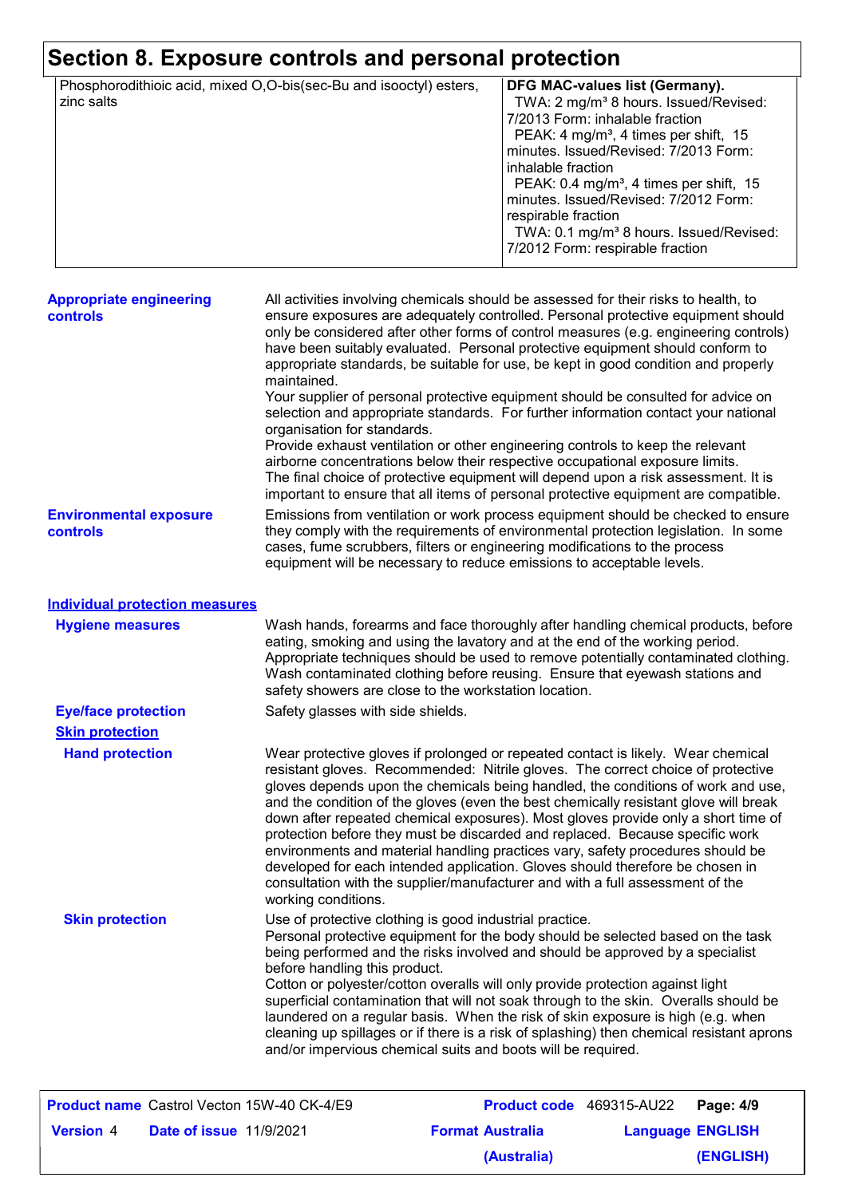# Section 8. Exposure controls and personal protection

| | |
|---|---|
| Phosphorodithioic acid, mixed O,O-bis(sec-Bu and isooctyl) esters, zinc salts | **DFG MAC-values list (Germany).**<br>TWA: 2 mg/m³ 8 hours. Issued/Revised: 7/2013 Form: inhalable fraction<br>PEAK: 4 mg/m³, 4 times per shift, 15 minutes. Issued/Revised: 7/2013 Form: inhalable fraction<br>PEAK: 0.4 mg/m³, 4 times per shift, 15 minutes. Issued/Revised: 7/2012 Form: respirable fraction<br>TWA: 0.1 mg/m³ 8 hours. Issued/Revised: 7/2012 Form: respirable fraction |

**Appropriate engineering controls**

All activities involving chemicals should be assessed for their risks to health, to ensure exposures are adequately controlled. Personal protective equipment should only be considered after other forms of control measures (e.g. engineering controls) have been suitably evaluated. Personal protective equipment should conform to appropriate standards, be suitable for use, be kept in good condition and properly maintained.
Your supplier of personal protective equipment should be consulted for advice on selection and appropriate standards. For further information contact your national organisation for standards.
Provide exhaust ventilation or other engineering controls to keep the relevant airborne concentrations below their respective occupational exposure limits.
The final choice of protective equipment will depend upon a risk assessment. It is important to ensure that all items of personal protective equipment are compatible.

**Environmental exposure controls**

Emissions from ventilation or work process equipment should be checked to ensure they comply with the requirements of environmental protection legislation. In some cases, fume scrubbers, filters or engineering modifications to the process equipment will be necessary to reduce emissions to acceptable levels.

## Individual protection measures

**Hygiene measures**

Wash hands, forearms and face thoroughly after handling chemical products, before eating, smoking and using the lavatory and at the end of the working period. Appropriate techniques should be used to remove potentially contaminated clothing. Wash contaminated clothing before reusing. Ensure that eyewash stations and safety showers are close to the workstation location.

**Eye/face protection**

Safety glasses with side shields.

### Skin protection

**Hand protection**

Wear protective gloves if prolonged or repeated contact is likely. Wear chemical resistant gloves. Recommended: Nitrile gloves. The correct choice of protective gloves depends upon the chemicals being handled, the conditions of work and use, and the condition of the gloves (even the best chemically resistant glove will break down after repeated chemical exposures). Most gloves provide only a short time of protection before they must be discarded and replaced. Because specific work environments and material handling practices vary, safety procedures should be developed for each intended application. Gloves should therefore be chosen in consultation with the supplier/manufacturer and with a full assessment of the working conditions.

**Skin protection**

Use of protective clothing is good industrial practice.
Personal protective equipment for the body should be selected based on the task being performed and the risks involved and should be approved by a specialist before handling this product.
Cotton or polyester/cotton overalls will only provide protection against light superficial contamination that will not soak through to the skin. Overalls should be laundered on a regular basis. When the risk of skin exposure is high (e.g. when cleaning up spillages or if there is a risk of splashing) then chemical resistant aprons and/or impervious chemical suits and boots will be required.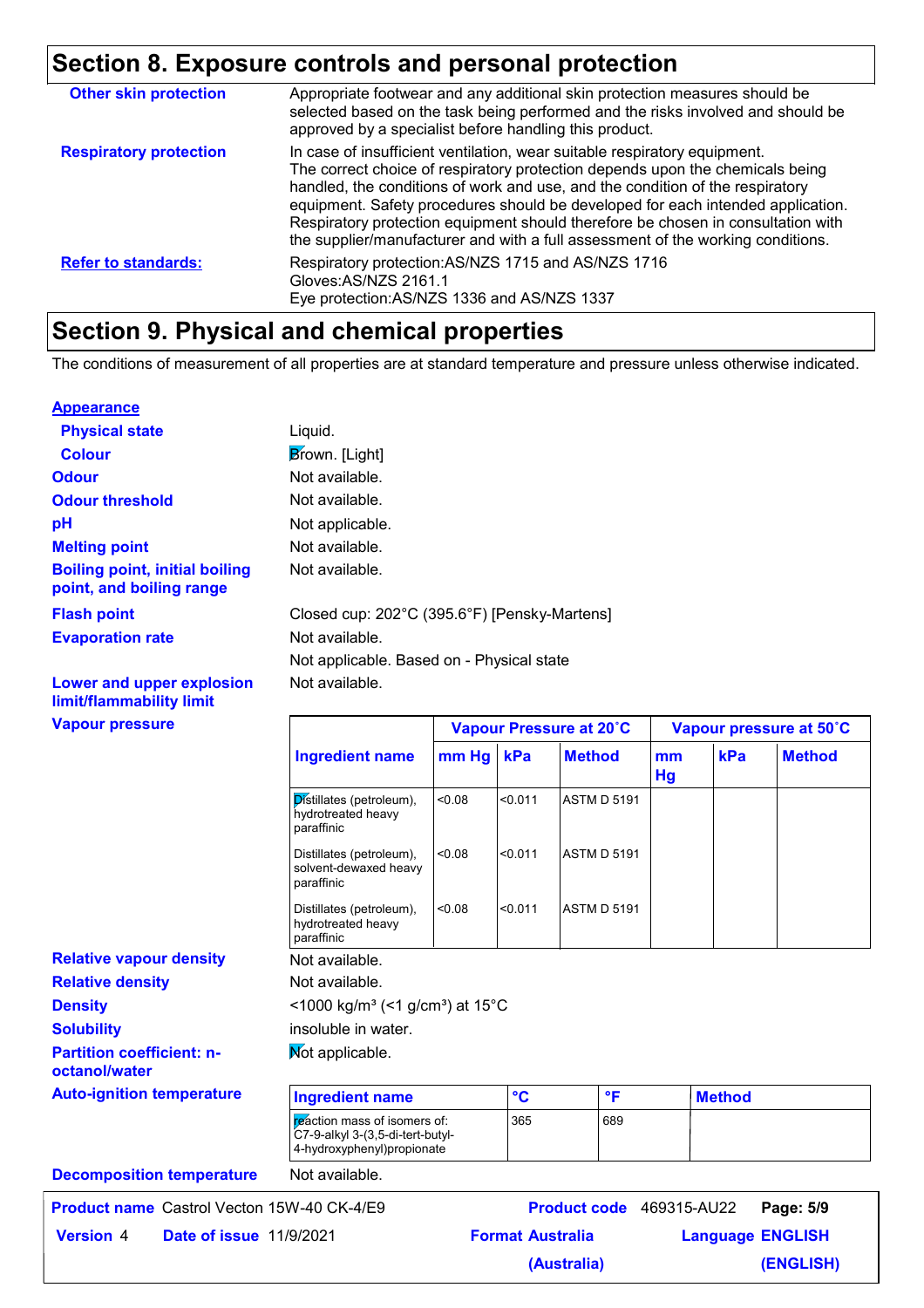## Section 8. Exposure controls and personal protection

| | |
|---|---|
| **Other skin protection** | Appropriate footwear and any additional skin protection measures should be selected based on the task being performed and the risks involved and should be approved by a specialist before handling this product. |
| **Respiratory protection** | In case of insufficient ventilation, wear suitable respiratory equipment. The correct choice of respiratory protection depends upon the chemicals being handled, the conditions of work and use, and the condition of the respiratory equipment. Safety procedures should be developed for each intended application. Respiratory protection equipment should therefore be chosen in consultation with the supplier/manufacturer and with a full assessment of the working conditions. |
| **Refer to standards:** | Respiratory protection:AS/NZS 1715 and AS/NZS 1716<br>Gloves:AS/NZS 2161.1<br>Eye protection:AS/NZS 1336 and AS/NZS 1337 |

## Section 9. Physical and chemical properties

The conditions of measurement of all properties are at standard temperature and pressure unless otherwise indicated.

**Appearance**

| | |
|---|---|
| **Physical state** | Liquid. |
| **Colour** | Brown. [Light] |
| **Odour** | Not available. |
| **Odour threshold** | Not available. |
| **pH** | Not applicable. |
| **Melting point** | Not available. |
| **Boiling point, initial boiling point, and boiling range** | Not available. |
| **Flash point** | Closed cup: 202°C (395.6°F) [Pensky-Martens] |
| **Evaporation rate** | Not available. |
| | Not applicable. Based on - Physical state |
| **Lower and upper explosion limit/flammability limit** | Not available. |

**Vapour pressure**

| Ingredient name | Vapour Pressure at 20˚C | | | Vapour pressure at 50˚C | | |
|---|---|---|---|---|---|---|
| | mm Hg | kPa | Method | mm Hg | kPa | Method |
| Distillates (petroleum), hydrotreated heavy paraffinic | <0.08 | <0.011 | ASTM D 5191 | | | |
| Distillates (petroleum), solvent-dewaxed heavy paraffinic | <0.08 | <0.011 | ASTM D 5191 | | | |
| Distillates (petroleum), hydrotreated heavy paraffinic | <0.08 | <0.011 | ASTM D 5191 | | | |

| | |
|---|---|
| **Relative vapour density** | Not available. |
| **Relative density** | Not available. |
| **Density** | <1000 kg/m³ (<1 g/cm³) at 15°C |
| **Solubility** | insoluble in water. |
| **Partition coefficient: n-octanol/water** | Not applicable. |

**Auto-ignition temperature**

| Ingredient name | °C | °F | Method |
|---|---|---|---|
| reaction mass of isomers of: C7-9-alkyl 3-(3,5-di-tert-butyl-4-hydroxyphenyl)propionate | 365 | 689 | |

| | |
|---|---|
| **Decomposition temperature** | Not available. |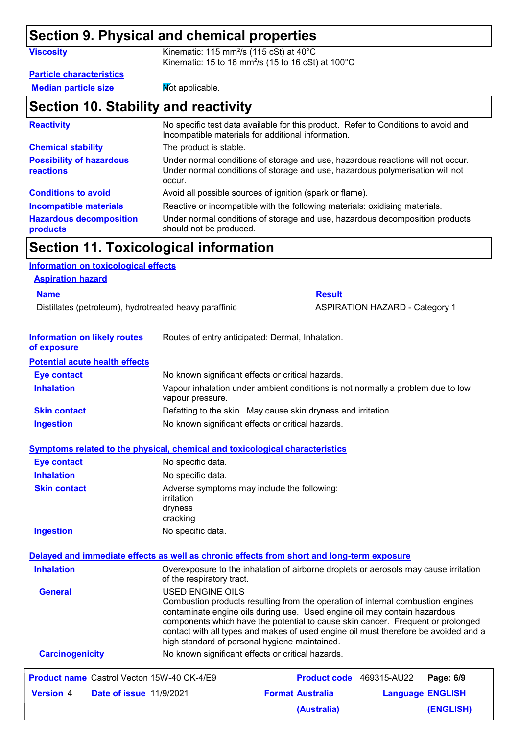## Section 9. Physical and chemical properties

**Viscosity** Kinematic: 115 $mm^2/s$ (115 cSt) at 40°C
Kinematic: 15 to 16 $mm^2/s$ (15 to 16 cSt) at 100°C

**Particle characteristics**

**Median particle size** Not applicable.

## Section 10. Stability and reactivity

**Reactivity** No specific test data available for this product. Refer to Conditions to avoid and Incompatible materials for additional information.

**Chemical stability** The product is stable.

**Possibility of hazardous reactions** Under normal conditions of storage and use, hazardous reactions will not occur. Under normal conditions of storage and use, hazardous polymerisation will not occur.

**Conditions to avoid** Avoid all possible sources of ignition (spark or flame).

**Incompatible materials** Reactive or incompatible with the following materials: oxidising materials.

**Hazardous decomposition products** Under normal conditions of storage and use, hazardous decomposition products should not be produced.

## Section 11. Toxicological information

**Information on toxicological effects**

**Aspiration hazard**

| Name | Result |
|---|---|
| Distillates (petroleum), hydrotreated heavy paraffinic | ASPIRATION HAZARD - Category 1 |

**Information on likely routes of exposure** Routes of entry anticipated: Dermal, Inhalation.

**Potential acute health effects**

**Eye contact** No known significant effects or critical hazards.

**Inhalation** Vapour inhalation under ambient conditions is not normally a problem due to low vapour pressure.

**Skin contact** Defatting to the skin. May cause skin dryness and irritation.

**Ingestion** No known significant effects or critical hazards.

**Symptoms related to the physical, chemical and toxicological characteristics**

**Eye contact** No specific data.

**Inhalation** No specific data.

**Skin contact** Adverse symptoms may include the following:
irritation
dryness
cracking

**Ingestion** No specific data.

**Delayed and immediate effects as well as chronic effects from short and long-term exposure**

**Inhalation** Overexposure to the inhalation of airborne droplets or aerosols may cause irritation of the respiratory tract.

**General** USED ENGINE OILS
Combustion products resulting from the operation of internal combustion engines contaminate engine oils during use. Used engine oil may contain hazardous components which have the potential to cause skin cancer. Frequent or prolonged contact with all types and makes of used engine oil must therefore be avoided and a high standard of personal hygiene maintained.

**Carcinogenicity** No known significant effects or critical hazards.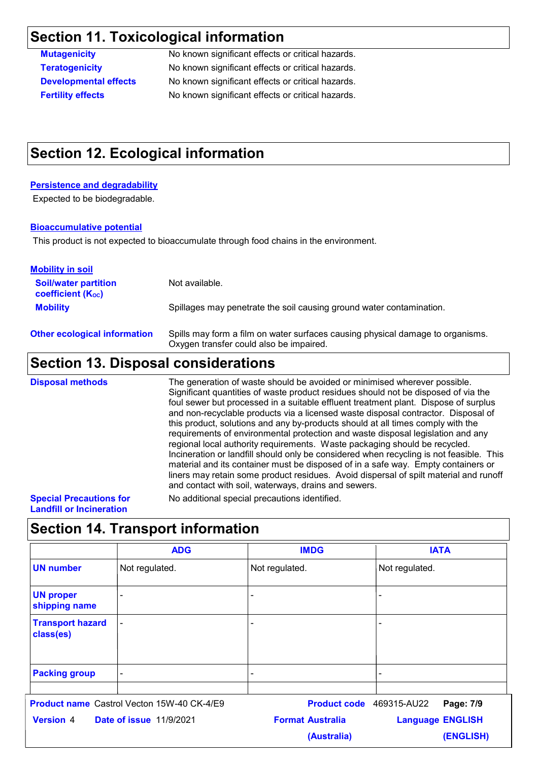## Section 11. Toxicological information

**Mutagenicity** No known significant effects or critical hazards.

**Teratogenicity** No known significant effects or critical hazards.

**Developmental effects** No known significant effects or critical hazards.

**Fertility effects** No known significant effects or critical hazards.

## Section 12. Ecological information

**Persistence and degradability**

Expected to be biodegradable.

**Bioaccumulative potential**

This product is not expected to bioaccumulate through food chains in the environment.

**Mobility in soil**

**Soil/water partition coefficient ($K_{OC}$)** Not available.

**Mobility** Spillages may penetrate the soil causing ground water contamination.

**Other ecological information** Spills may form a film on water surfaces causing physical damage to organisms. Oxygen transfer could also be impaired.

## Section 13. Disposal considerations

**Disposal methods** The generation of waste should be avoided or minimised wherever possible. Significant quantities of waste product residues should not be disposed of via the foul sewer but processed in a suitable effluent treatment plant. Dispose of surplus and non-recyclable products via a licensed waste disposal contractor. Disposal of this product, solutions and any by-products should at all times comply with the requirements of environmental protection and waste disposal legislation and any regional local authority requirements. Waste packaging should be recycled. Incineration or landfill should only be considered when recycling is not feasible. This material and its container must be disposed of in a safe way. Empty containers or liners may retain some product residues. Avoid dispersal of spilt material and runoff and contact with soil, waterways, drains and sewers.

**Special Precautions for Landfill or Incineration** No additional special precautions identified.

## Section 14. Transport information

| | ADG | IMDG | IATA |
|---|---|---|---|
| **UN number** | Not regulated. | Not regulated. | Not regulated. |
| **UN proper shipping name** | - | - | - |
| **Transport hazard class(es)** | - | - | - |
| **Packing group** | - | - | - |
| | | | |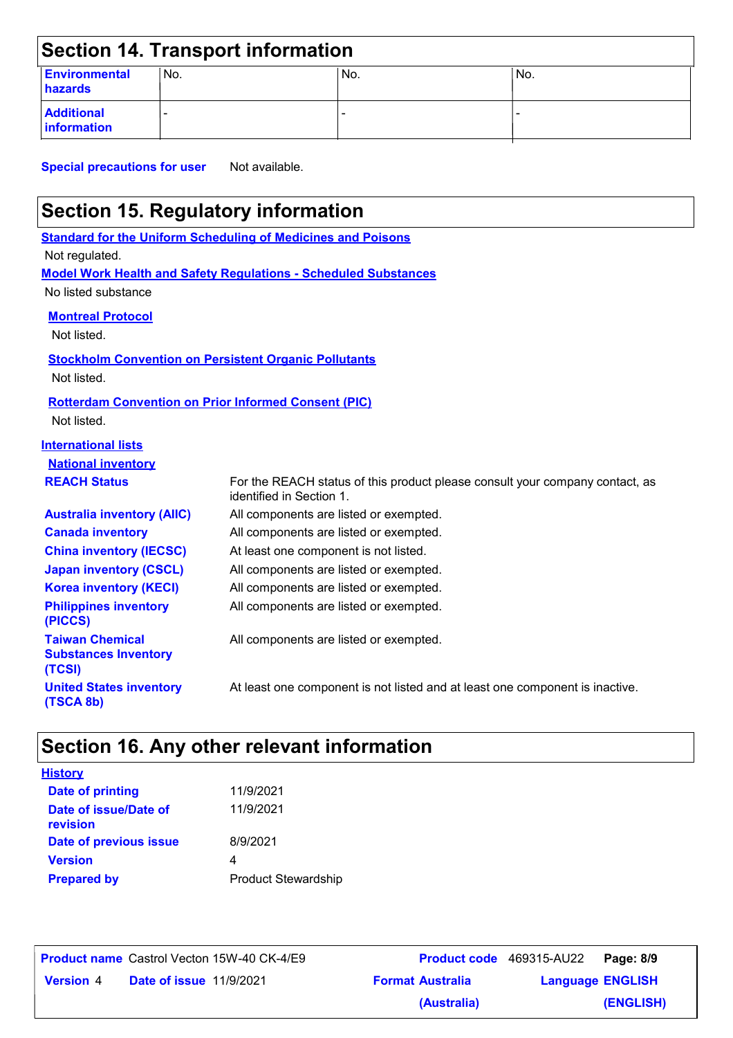## Section 14. Transport information

| | | | |
|---|---|---|---|
| **Environmental hazards** | No. | No. | No. |
| **Additional information** | - | - | - |

**Special precautions for user** Not available.

## Section 15. Regulatory information

**Standard for the Uniform Scheduling of Medicines and Poisons**

Not regulated.

**Model Work Health and Safety Regulations - Scheduled Substances**

No listed substance

**Montreal Protocol**

Not listed.

**Stockholm Convention on Persistent Organic Pollutants**

Not listed.

**Rotterdam Convention on Prior Informed Consent (PIC)**

Not listed.

**International lists**

**National inventory**

| | |
|---|---|
| **REACH Status** | For the REACH status of this product please consult your company contact, as identified in Section 1. |
| **Australia inventory (AIIC)** | All components are listed or exempted. |
| **Canada inventory** | All components are listed or exempted. |
| **China inventory (IECSC)** | At least one component is not listed. |
| **Japan inventory (CSCL)** | All components are listed or exempted. |
| **Korea inventory (KECI)** | All components are listed or exempted. |
| **Philippines inventory (PICCS)** | All components are listed or exempted. |
| **Taiwan Chemical Substances Inventory (TCSI)** | All components are listed or exempted. |
| **United States inventory (TSCA 8b)** | At least one component is not listed and at least one component is inactive. |

## Section 16. Any other relevant information

**History**

| | |
|---|---|
| **Date of printing** | 11/9/2021 |
| **Date of issue/Date of revision** | 11/9/2021 |
| **Date of previous issue** | 8/9/2021 |
| **Version** | 4 |
| **Prepared by** | Product Stewardship |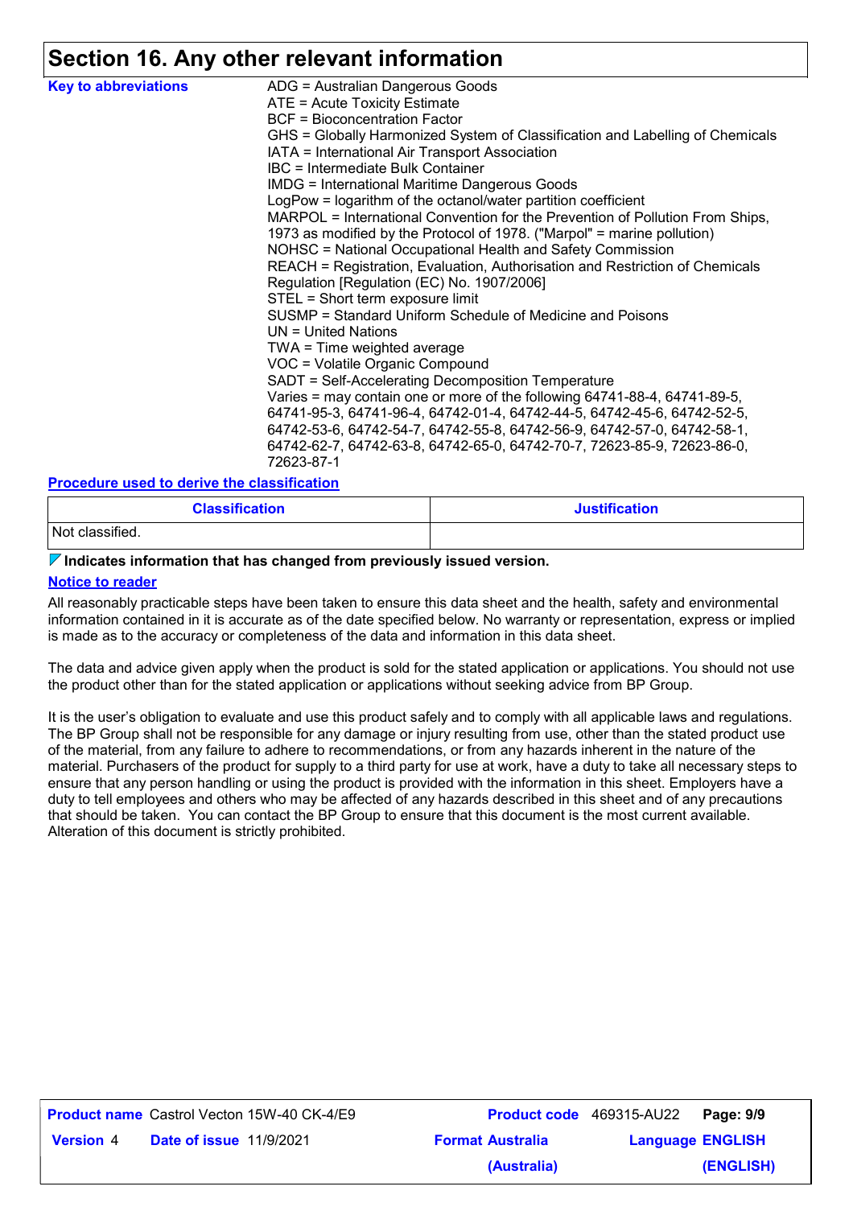# Section 16. Any other relevant information

**Key to abbreviations**

ADG = Australian Dangerous Goods
ATE = Acute Toxicity Estimate
BCF = Bioconcentration Factor
GHS = Globally Harmonized System of Classification and Labelling of Chemicals
IATA = International Air Transport Association
IBC = Intermediate Bulk Container
IMDG = International Maritime Dangerous Goods
LogPow = logarithm of the octanol/water partition coefficient
MARPOL = International Convention for the Prevention of Pollution From Ships, 1973 as modified by the Protocol of 1978. ("Marpol" = marine pollution)
NOHSC = National Occupational Health and Safety Commission
REACH = Registration, Evaluation, Authorisation and Restriction of Chemicals Regulation [Regulation (EC) No. 1907/2006]
STEL = Short term exposure limit
SUSMP = Standard Uniform Schedule of Medicine and Poisons
UN = United Nations
TWA = Time weighted average
VOC = Volatile Organic Compound
SADT = Self-Accelerating Decomposition Temperature
Varies = may contain one or more of the following 64741-88-4, 64741-89-5, 64741-95-3, 64741-96-4, 64742-01-4, 64742-44-5, 64742-45-6, 64742-52-5, 64742-53-6, 64742-54-7, 64742-55-8, 64742-56-9, 64742-57-0, 64742-58-1, 64742-62-7, 64742-63-8, 64742-65-0, 64742-70-7, 72623-85-9, 72623-86-0, 72623-87-1

**Procedure used to derive the classification**

| Classification | Justification |
|---|---|
| Not classified. | |

**Indicates information that has changed from previously issued version.**

**Notice to reader**

All reasonably practicable steps have been taken to ensure this data sheet and the health, safety and environmental information contained in it is accurate as of the date specified below. No warranty or representation, express or implied is made as to the accuracy or completeness of the data and information in this data sheet.

The data and advice given apply when the product is sold for the stated application or applications. You should not use the product other than for the stated application or applications without seeking advice from BP Group.

It is the user's obligation to evaluate and use this product safely and to comply with all applicable laws and regulations. The BP Group shall not be responsible for any damage or injury resulting from use, other than the stated product use of the material, from any failure to adhere to recommendations, or from any hazards inherent in the nature of the material. Purchasers of the product for supply to a third party for use at work, have a duty to take all necessary steps to ensure that any person handling or using the product is provided with the information in this sheet. Employers have a duty to tell employees and others who may be affected of any hazards described in this sheet and of any precautions that should be taken. You can contact the BP Group to ensure that this document is the most current available. Alteration of this document is strictly prohibited.